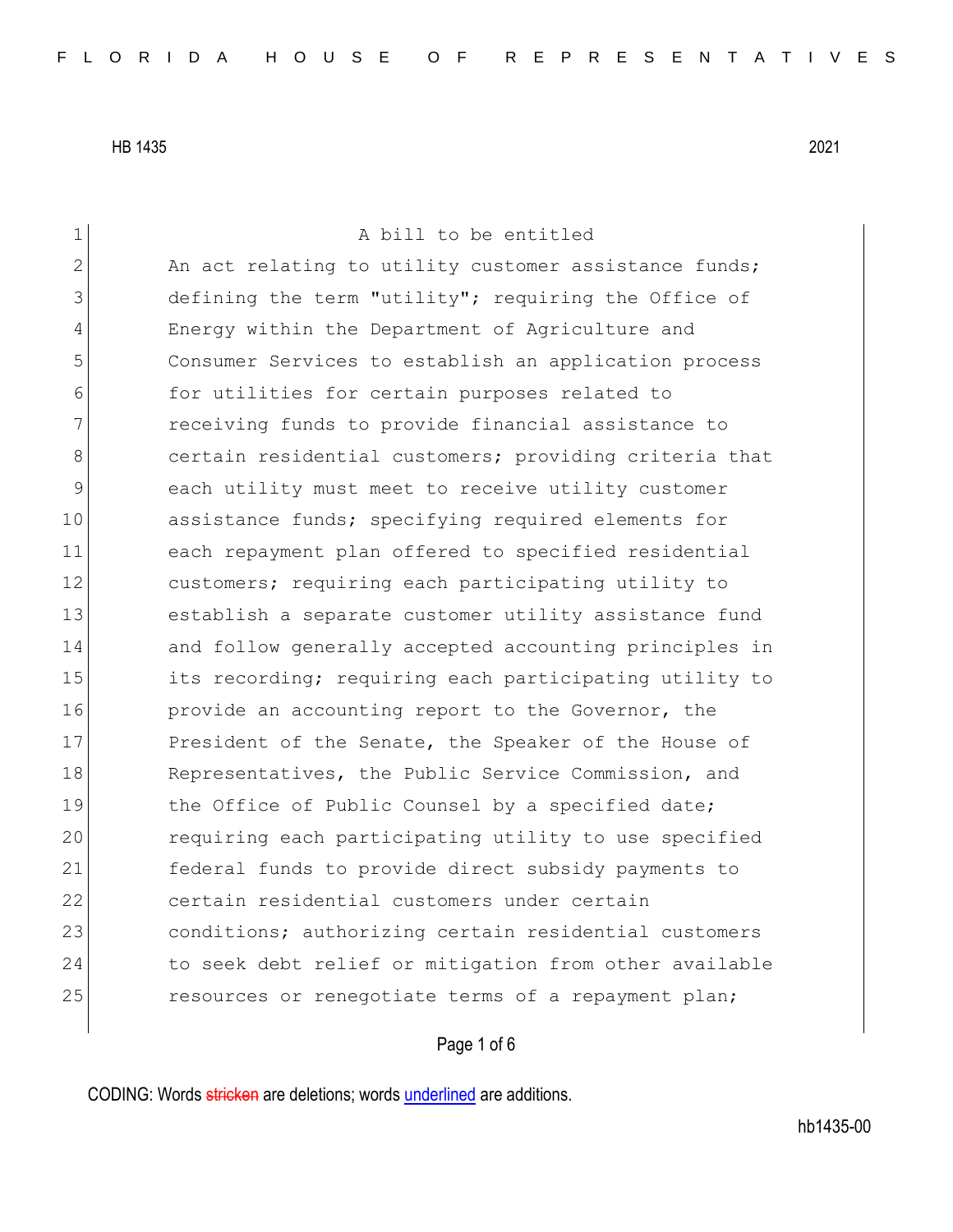HB 1435 2021

A bill to be entitled

An act relating to utility customer assistance funds; defining the term "utility"; requiring the Office of Energy within the Department of Agriculture and Consumer Services to establish an application process for utilities for certain purposes related to receiving funds to provide financial assistance to certain residential customers; providing criteria that each utility must meet to receive utility customer assistance funds; specifying required elements for each repayment plan offered to specified residential customers; requiring each participating utility to establish a separate customer utility assistance fund and follow generally accepted accounting principles in its recording; requiring each participating utility to provide an accounting report to the Governor, the President of the Senate, the Speaker of the House of Representatives, the Public Service Commission, and the Office of Public Counsel by a specified date; requiring each participating utility to use specified federal funds to provide direct subsidy payments to certain residential customers under certain conditions; authorizing certain residential customers to seek debt relief or mitigation from other available resources or renegotiate terms of a repayment plan;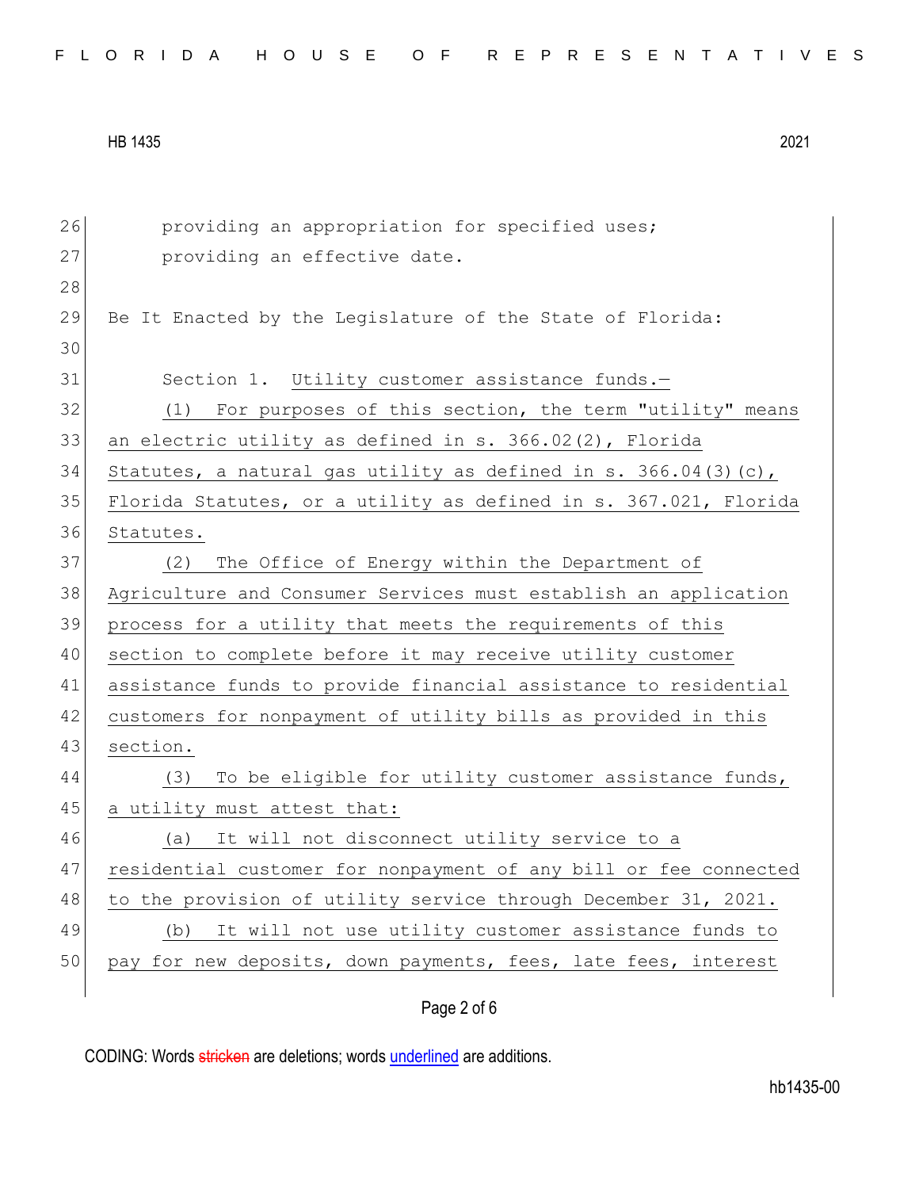providing an appropriation for specified uses;
providing an effective date.

Be It Enacted by the Legislature of the State of Florida:

Section 1. Utility customer assistance funds.—

(1) For purposes of this section, the term "utility" means an electric utility as defined in s. 366.02(2), Florida Statutes, a natural gas utility as defined in s. 366.04(3)(c), Florida Statutes, or a utility as defined in s. 367.021, Florida Statutes.

(2) The Office of Energy within the Department of Agriculture and Consumer Services must establish an application process for a utility that meets the requirements of this section to complete before it may receive utility customer assistance funds to provide financial assistance to residential customers for nonpayment of utility bills as provided in this section.

(3) To be eligible for utility customer assistance funds, a utility must attest that:

(a) It will not disconnect utility service to a residential customer for nonpayment of any bill or fee connected to the provision of utility service through December 31, 2021.

(b) It will not use utility customer assistance funds to pay for new deposits, down payments, fees, late fees, interest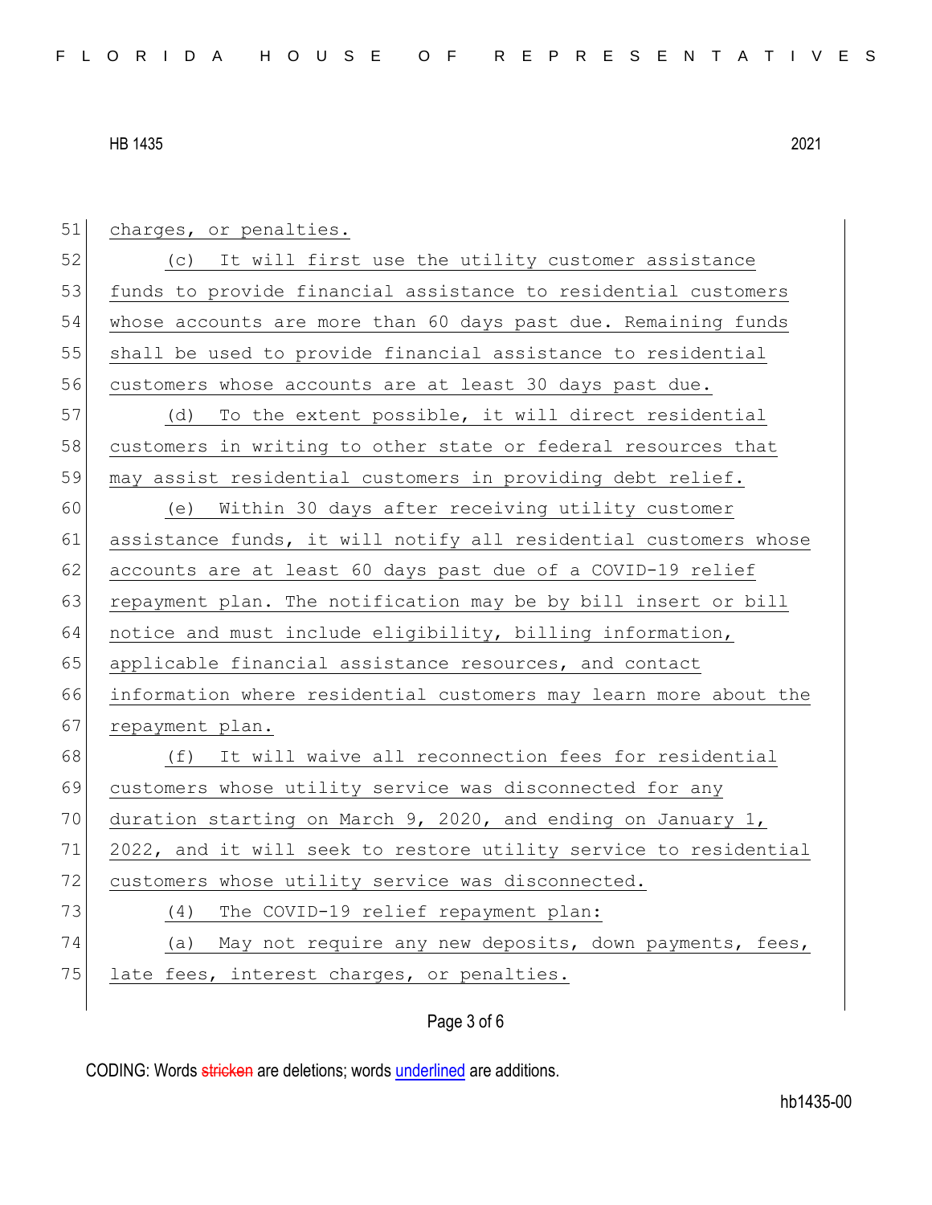51 charges, or penalties.

52 (c) It will first use the utility customer assistance
53 funds to provide financial assistance to residential customers
54 whose accounts are more than 60 days past due. Remaining funds
55 shall be used to provide financial assistance to residential
56 customers whose accounts are at least 30 days past due.

57 (d) To the extent possible, it will direct residential
58 customers in writing to other state or federal resources that
59 may assist residential customers in providing debt relief.

60 (e) Within 30 days after receiving utility customer
61 assistance funds, it will notify all residential customers whose
62 accounts are at least 60 days past due of a COVID-19 relief
63 repayment plan. The notification may be by bill insert or bill
64 notice and must include eligibility, billing information,
65 applicable financial assistance resources, and contact
66 information where residential customers may learn more about the
67 repayment plan.

68 (f) It will waive all reconnection fees for residential
69 customers whose utility service was disconnected for any
70 duration starting on March 9, 2020, and ending on January 1,
71 2022, and it will seek to restore utility service to residential
72 customers whose utility service was disconnected.

73 (4) The COVID-19 relief repayment plan:

74 (a) May not require any new deposits, down payments, fees,
75 late fees, interest charges, or penalties.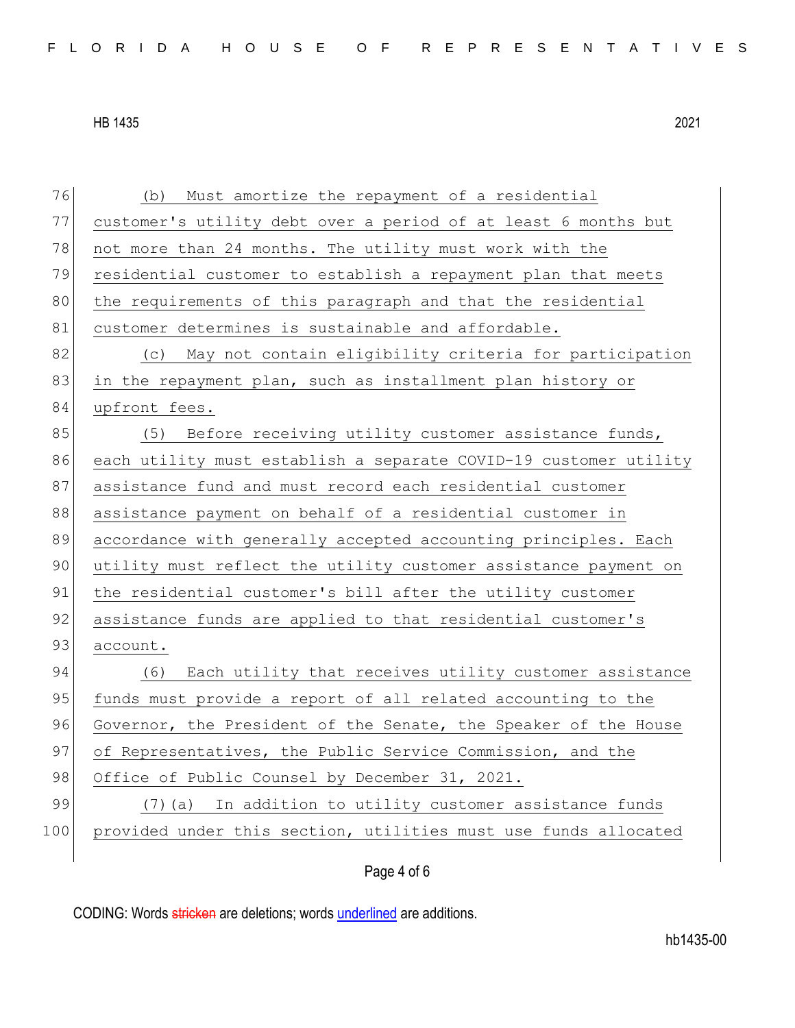(b) Must amortize the repayment of a residential customer's utility debt over a period of at least 6 months but not more than 24 months. The utility must work with the residential customer to establish a repayment plan that meets the requirements of this paragraph and that the residential customer determines is sustainable and affordable.

(c) May not contain eligibility criteria for participation in the repayment plan, such as installment plan history or upfront fees.

(5) Before receiving utility customer assistance funds, each utility must establish a separate COVID-19 customer utility assistance fund and must record each residential customer assistance payment on behalf of a residential customer in accordance with generally accepted accounting principles. Each utility must reflect the utility customer assistance payment on the residential customer's bill after the utility customer assistance funds are applied to that residential customer's account.

(6) Each utility that receives utility customer assistance funds must provide a report of all related accounting to the Governor, the President of the Senate, the Speaker of the House of Representatives, the Public Service Commission, and the Office of Public Counsel by December 31, 2021.

(7)(a) In addition to utility customer assistance funds provided under this section, utilities must use funds allocated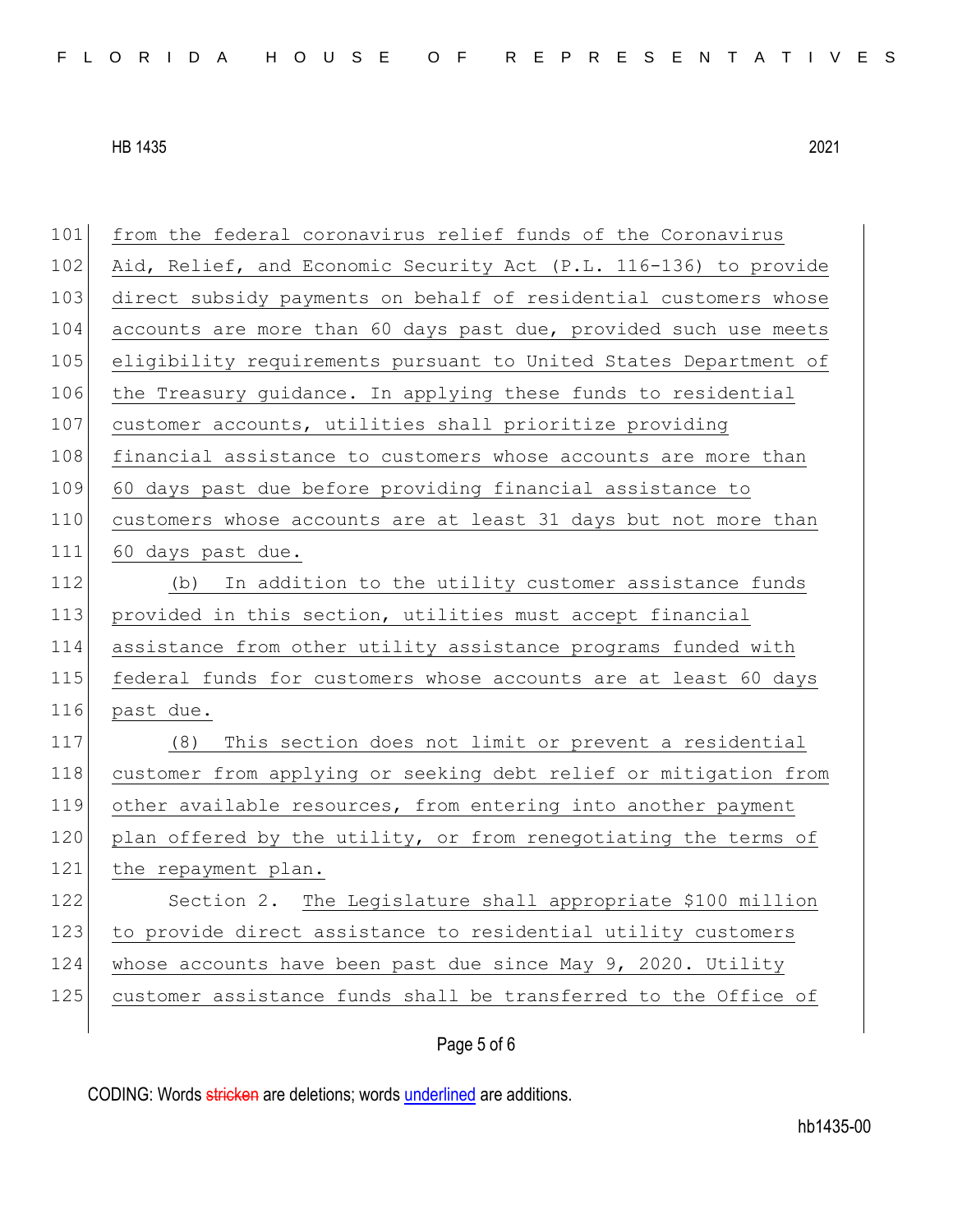from the federal coronavirus relief funds of the Coronavirus Aid, Relief, and Economic Security Act (P.L. 116-136) to provide direct subsidy payments on behalf of residential customers whose accounts are more than 60 days past due, provided such use meets eligibility requirements pursuant to United States Department of the Treasury guidance. In applying these funds to residential customer accounts, utilities shall prioritize providing financial assistance to customers whose accounts are more than 60 days past due before providing financial assistance to customers whose accounts are at least 31 days but not more than 60 days past due.

(b) In addition to the utility customer assistance funds provided in this section, utilities must accept financial assistance from other utility assistance programs funded with federal funds for customers whose accounts are at least 60 days past due.

(8) This section does not limit or prevent a residential customer from applying or seeking debt relief or mitigation from other available resources, from entering into another payment plan offered by the utility, or from renegotiating the terms of the repayment plan.

Section 2. The Legislature shall appropriate $100 million to provide direct assistance to residential utility customers whose accounts have been past due since May 9, 2020. Utility customer assistance funds shall be transferred to the Office of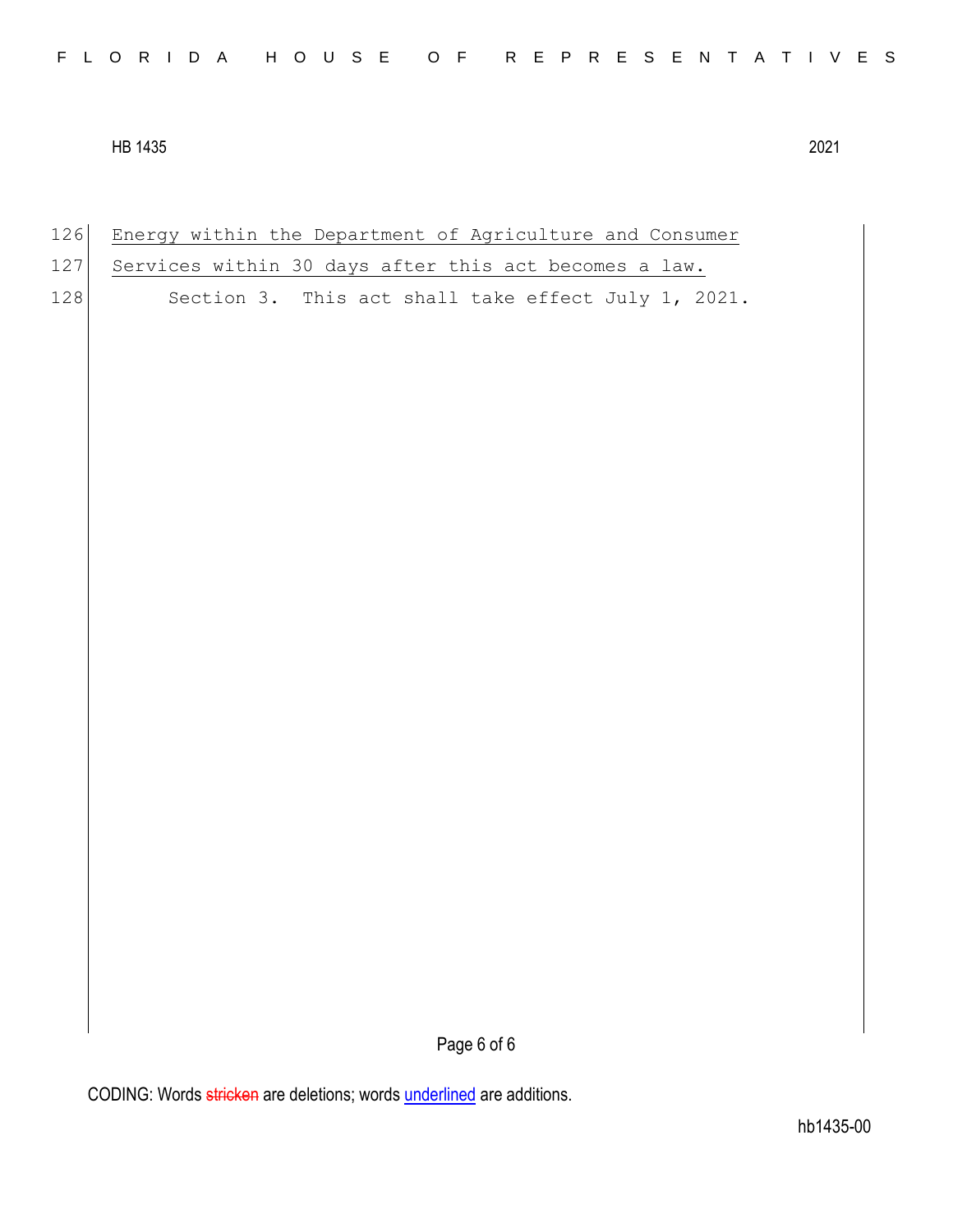126 Energy within the Department of Agriculture and Consumer
127 Services within 30 days after this act becomes a law.
128 Section 3. This act shall take effect July 1, 2021.

CODING: Words stricken are deletions; words underlined are additions.